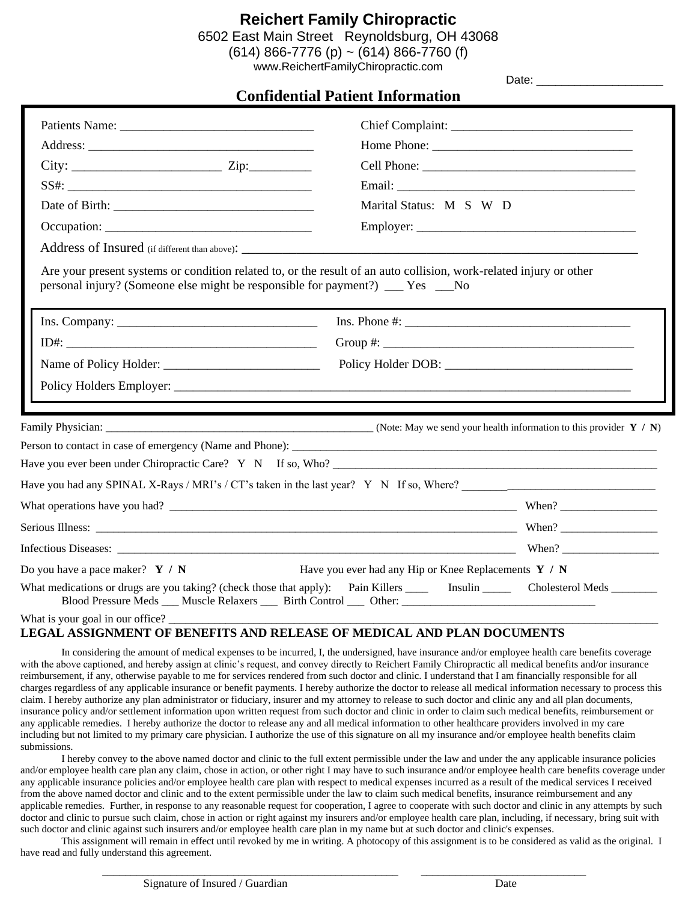# Reichert Family Chiropractic

6502 East Main Street Reynoldsburg, OH 43068
(614) 866-7776 (p) ~ (614) 866-7760 (f)
www.ReichertFamilyChiropractic.com

Date: ____________________

## Confidential Patient Information

Patients Name: ______________________________

Chief Complaint: ____________________________

Address: __________________________________

Home Phone: _______________________________

City: ______________________ Zip:_________

Cell Phone: _________________________________

SS#: _____________________________________

Email: ____________________________________

Date of Birth: _______________________________

Marital Status: M S W D

Occupation: ________________________________

Employer: __________________________________

Address of Insured (if different than above): ____________________________________________________________

Are your present systems or condition related to, or the result of an auto collision, work-related injury or other personal injury? (Someone else might be responsible for payment?) ___ Yes ___No

Ins. Company: _______________________________

Ins. Phone #: ___________________________________

ID#: _______________________________________

Group #: _______________________________________

Name of Policy Holder: ________________________

Policy Holder DOB: _____________________________

Policy Holders Employer: ___________________________________________________________________________

Family Physician: ______________________________________________ (Note: May we send your health information to this provider **Y / N**)

Person to contact in case of emergency (Name and Phone): ____________________________________________________________

Have you ever been under Chiropractic Care? Y N If so, Who? _____________________________________________________

Have you had any SPINAL X-Rays / MRI's / CT's taken in the last year? Y N If so, Where? ___________________________________

What operations have you had? __________________________________________________________ When? ________________

Serious Illness: _______________________________________________________________________ When? ________________

Infectious Diseases: ____________________________________________________________________ When? ________________

Do you have a pace maker? **Y / N** Have you ever had any Hip or Knee Replacements **Y / N**

What medications or drugs are you taking? (check those that apply): Pain Killers ____ Insulin _____ Cholesterol Meds ________
Blood Pressure Meds ___ Muscle Relaxers ___ Birth Control ___ Other: _________________________________

What is your goal in our office? ____________________________________________________________________________________

## LEGAL ASSIGNMENT OF BENEFITS AND RELEASE OF MEDICAL AND PLAN DOCUMENTS

In considering the amount of medical expenses to be incurred, I, the undersigned, have insurance and/or employee health care benefits coverage with the above captioned, and hereby assign at clinic's request, and convey directly to Reichert Family Chiropractic all medical benefits and/or insurance reimbursement, if any, otherwise payable to me for services rendered from such doctor and clinic. I understand that I am financially responsible for all charges regardless of any applicable insurance or benefit payments. I hereby authorize the doctor to release all medical information necessary to process this claim. I hereby authorize any plan administrator or fiduciary, insurer and my attorney to release to such doctor and clinic any and all plan documents, insurance policy and/or settlement information upon written request from such doctor and clinic in order to claim such medical benefits, reimbursement or any applicable remedies. I hereby authorize the doctor to release any and all medical information to other healthcare providers involved in my care including but not limited to my primary care physician. I authorize the use of this signature on all my insurance and/or employee health benefits claim submissions.

I hereby convey to the above named doctor and clinic to the full extent permissible under the law and under the any applicable insurance policies and/or employee health care plan any claim, chose in action, or other right I may have to such insurance and/or employee health care benefits coverage under any applicable insurance policies and/or employee health care plan with respect to medical expenses incurred as a result of the medical services I received from the above named doctor and clinic and to the extent permissible under the law to claim such medical benefits, insurance reimbursement and any applicable remedies. Further, in response to any reasonable request for cooperation, I agree to cooperate with such doctor and clinic in any attempts by such doctor and clinic to pursue such claim, chose in action or right against my insurers and/or employee health care plan, including, if necessary, bring suit with such doctor and clinic against such insurers and/or employee health care plan in my name but at such doctor and clinic's expenses.

This assignment will remain in effect until revoked by me in writing. A photocopy of this assignment is to be considered as valid as the original. I have read and fully understand this agreement.

_____________________________________________ ____________________________

Signature of Insured / Guardian Date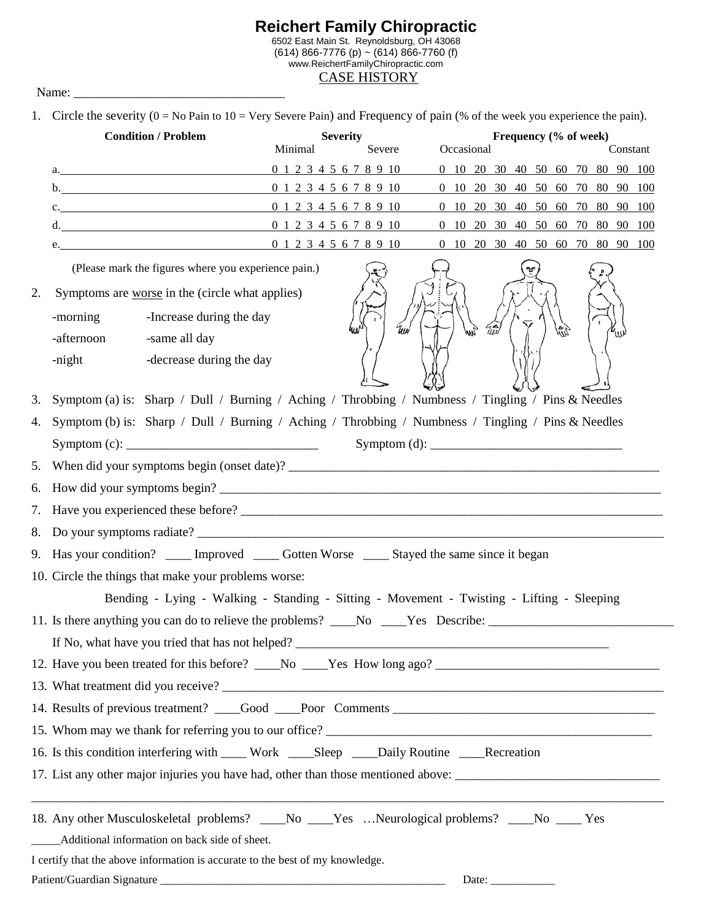# Reichert Family Chiropractic

6502 East Main St. Reynoldsburg, OH 43068
(614) 866-7776 (p) ~ (614) 866-7760 (f)
www.ReichertFamilyChiropractic.com

## CASE HISTORY

Name: ________________________________

1. Circle the severity (0 = No Pain to 10 = Very Severe Pain) and Frequency of pain (% of the week you experience the pain).

| Condition / Problem | Severity (Minimal – Severe) | Frequency (% of week) (Occasional – Constant) |
|---|---|---|
| a.____________________ | 0 1 2 3 4 5 6 7 8 9 10 | 0 10 20 30 40 50 60 70 80 90 100 |
| b.____________________ | 0 1 2 3 4 5 6 7 8 9 10 | 0 10 20 30 40 50 60 70 80 90 100 |
| c.____________________ | 0 1 2 3 4 5 6 7 8 9 10 | 0 10 20 30 40 50 60 70 80 90 100 |
| d.____________________ | 0 1 2 3 4 5 6 7 8 9 10 | 0 10 20 30 40 50 60 70 80 90 100 |
| e.____________________ | 0 1 2 3 4 5 6 7 8 9 10 | 0 10 20 30 40 50 60 70 80 90 100 |

(Please mark the figures where you experience pain.)

2. Symptoms are worse in the (circle what applies)

   -morning -Increase during the day
   -afternoon -same all day
   -night -decrease during the day

3. Symptom (a) is: Sharp / Dull / Burning / Aching / Throbbing / Numbness / Tingling / Pins & Needles
4. Symptom (b) is: Sharp / Dull / Burning / Aching / Throbbing / Numbness / Tingling / Pins & Needles

   Symptom (c): ______________________________ Symptom (d): ______________________________

5. When did your symptoms begin (onset date)? ____________________________________________________________
6. How did your symptoms begin? ________________________________________________________________________
7. Have you experienced these before? ____________________________________________________________________
8. Do your symptoms radiate? __________________________________________________________________________
9. Has your condition? ____ Improved ____ Gotten Worse ____ Stayed the same since it began
10. Circle the things that make your problems worse:

    Bending - Lying - Walking - Standing - Sitting - Movement - Twisting - Lifting - Sleeping

11. Is there anything you can do to relieve the problems? ____No ____Yes Describe: ____________________________

    If No, what have you tried that has not helped? __________________________________________________

12. Have you been treated for this before? ____No ____Yes How long ago? ___________________________________
13. What treatment did you receive? ______________________________________________________________________
14. Results of previous treatment? ____Good ____Poor Comments __________________________________________
15. Whom may we thank for referring you to our office? _____________________________________________________
16. Is this condition interfering with ____ Work ____Sleep ____Daily Routine ____Recreation
17. List any other major injuries you have had, other than those mentioned above: _______________________________

_____________________________________________________________________________________________________

18. Any other Musculoskeletal problems? ____No ____Yes …Neurological problems? ____No ____ Yes

_____Additional information on back side of sheet.

I certify that the above information is accurate to the best of my knowledge.

Patient/Guardian Signature _______________________________________________ Date: ___________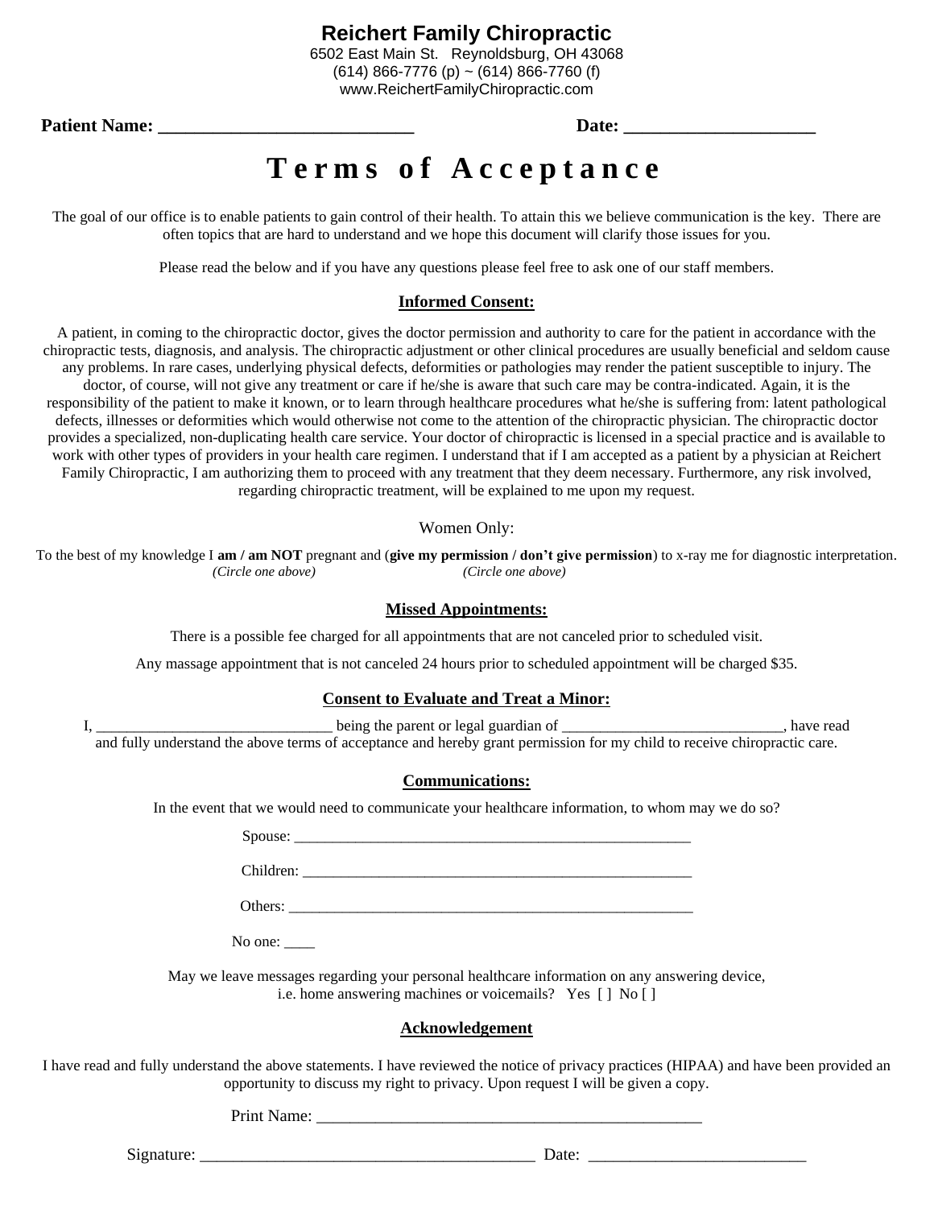**Reichert Family Chiropractic**
6502 East Main St. Reynoldsburg, OH 43068
(614) 866-7776 (p) ~ (614) 866-7760 (f)
www.ReichertFamilyChiropractic.com

**Patient Name: ___________________________** **Date: ____________________**

# Terms of Acceptance

The goal of our office is to enable patients to gain control of their health. To attain this we believe communication is the key. There are often topics that are hard to understand and we hope this document will clarify those issues for you.

Please read the below and if you have any questions please feel free to ask one of our staff members.

## Informed Consent:

A patient, in coming to the chiropractic doctor, gives the doctor permission and authority to care for the patient in accordance with the chiropractic tests, diagnosis, and analysis. The chiropractic adjustment or other clinical procedures are usually beneficial and seldom cause any problems. In rare cases, underlying physical defects, deformities or pathologies may render the patient susceptible to injury. The doctor, of course, will not give any treatment or care if he/she is aware that such care may be contra-indicated. Again, it is the responsibility of the patient to make it known, or to learn through healthcare procedures what he/she is suffering from: latent pathological defects, illnesses or deformities which would otherwise not come to the attention of the chiropractic physician. The chiropractic doctor provides a specialized, non-duplicating health care service. Your doctor of chiropractic is licensed in a special practice and is available to work with other types of providers in your health care regimen. I understand that if I am accepted as a patient by a physician at Reichert Family Chiropractic, I am authorizing them to proceed with any treatment that they deem necessary. Furthermore, any risk involved, regarding chiropractic treatment, will be explained to me upon my request.

Women Only:

To the best of my knowledge I **am / am NOT** pregnant and (**give my permission / don't give permission**) to x-ray me for diagnostic interpretation.
*(Circle one above)* *(Circle one above)*

## Missed Appointments:

There is a possible fee charged for all appointments that are not canceled prior to scheduled visit.

Any massage appointment that is not canceled 24 hours prior to scheduled appointment will be charged $35.

## Consent to Evaluate and Treat a Minor:

I, ______________________________ being the parent or legal guardian of ____________________________, have read and fully understand the above terms of acceptance and hereby grant permission for my child to receive chiropractic care.

## Communications:

In the event that we would need to communicate your healthcare information, to whom may we do so?

Spouse: _____________________________________________________

Children: ____________________________________________________

Others: ______________________________________________________

No one: ____

May we leave messages regarding your personal healthcare information on any answering device, i.e. home answering machines or voicemails? Yes [ ] No [ ]

## Acknowledgement

I have read and fully understand the above statements. I have reviewed the notice of privacy practices (HIPAA) and have been provided an opportunity to discuss my right to privacy. Upon request I will be given a copy.

Print Name: _______________________________________________

Signature: ________________________________________ Date: __________________________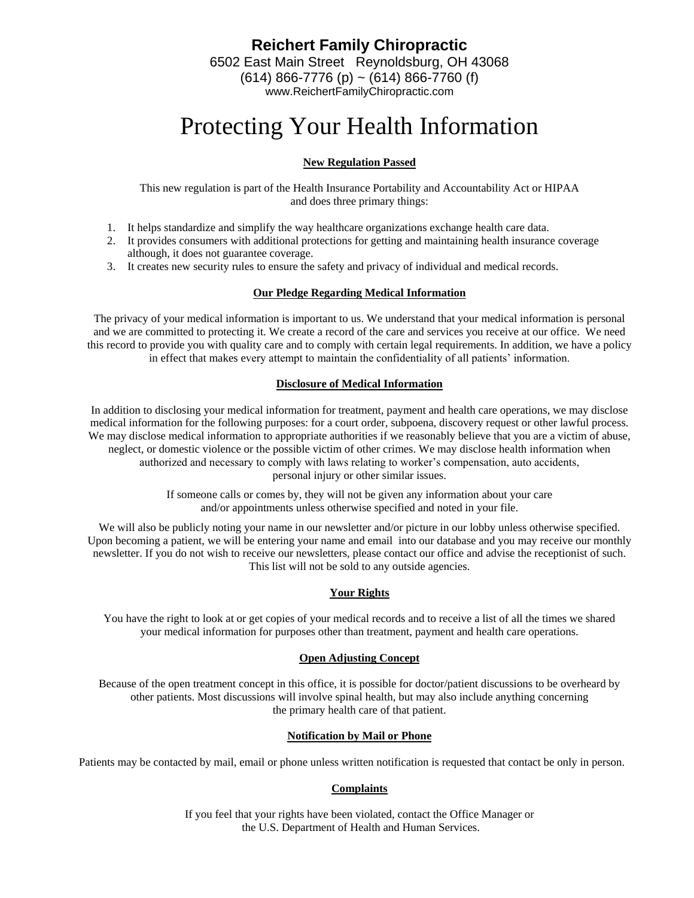**Reichert Family Chiropractic**
6502 East Main Street Reynoldsburg, OH 43068
(614) 866-7776 (p) ~ (614) 866-7760 (f)
www.ReichertFamilyChiropractic.com

# Protecting Your Health Information

## New Regulation Passed

This new regulation is part of the Health Insurance Portability and Accountability Act or HIPAA and does three primary things:

1. It helps standardize and simplify the way healthcare organizations exchange health care data.
2. It provides consumers with additional protections for getting and maintaining health insurance coverage although, it does not guarantee coverage.
3. It creates new security rules to ensure the safety and privacy of individual and medical records.

## Our Pledge Regarding Medical Information

The privacy of your medical information is important to us. We understand that your medical information is personal and we are committed to protecting it. We create a record of the care and services you receive at our office. We need this record to provide you with quality care and to comply with certain legal requirements. In addition, we have a policy in effect that makes every attempt to maintain the confidentiality of all patients' information.

## Disclosure of Medical Information

In addition to disclosing your medical information for treatment, payment and health care operations, we may disclose medical information for the following purposes: for a court order, subpoena, discovery request or other lawful process. We may disclose medical information to appropriate authorities if we reasonably believe that you are a victim of abuse, neglect, or domestic violence or the possible victim of other crimes. We may disclose health information when authorized and necessary to comply with laws relating to worker's compensation, auto accidents, personal injury or other similar issues.

If someone calls or comes by, they will not be given any information about your care and/or appointments unless otherwise specified and noted in your file.

We will also be publicly noting your name in our newsletter and/or picture in our lobby unless otherwise specified. Upon becoming a patient, we will be entering your name and email into our database and you may receive our monthly newsletter. If you do not wish to receive our newsletters, please contact our office and advise the receptionist of such. This list will not be sold to any outside agencies.

## Your Rights

You have the right to look at or get copies of your medical records and to receive a list of all the times we shared your medical information for purposes other than treatment, payment and health care operations.

## Open Adjusting Concept

Because of the open treatment concept in this office, it is possible for doctor/patient discussions to be overheard by other patients. Most discussions will involve spinal health, but may also include anything concerning the primary health care of that patient.

## Notification by Mail or Phone

Patients may be contacted by mail, email or phone unless written notification is requested that contact be only in person.

## Complaints

If you feel that your rights have been violated, contact the Office Manager or the U.S. Department of Health and Human Services.